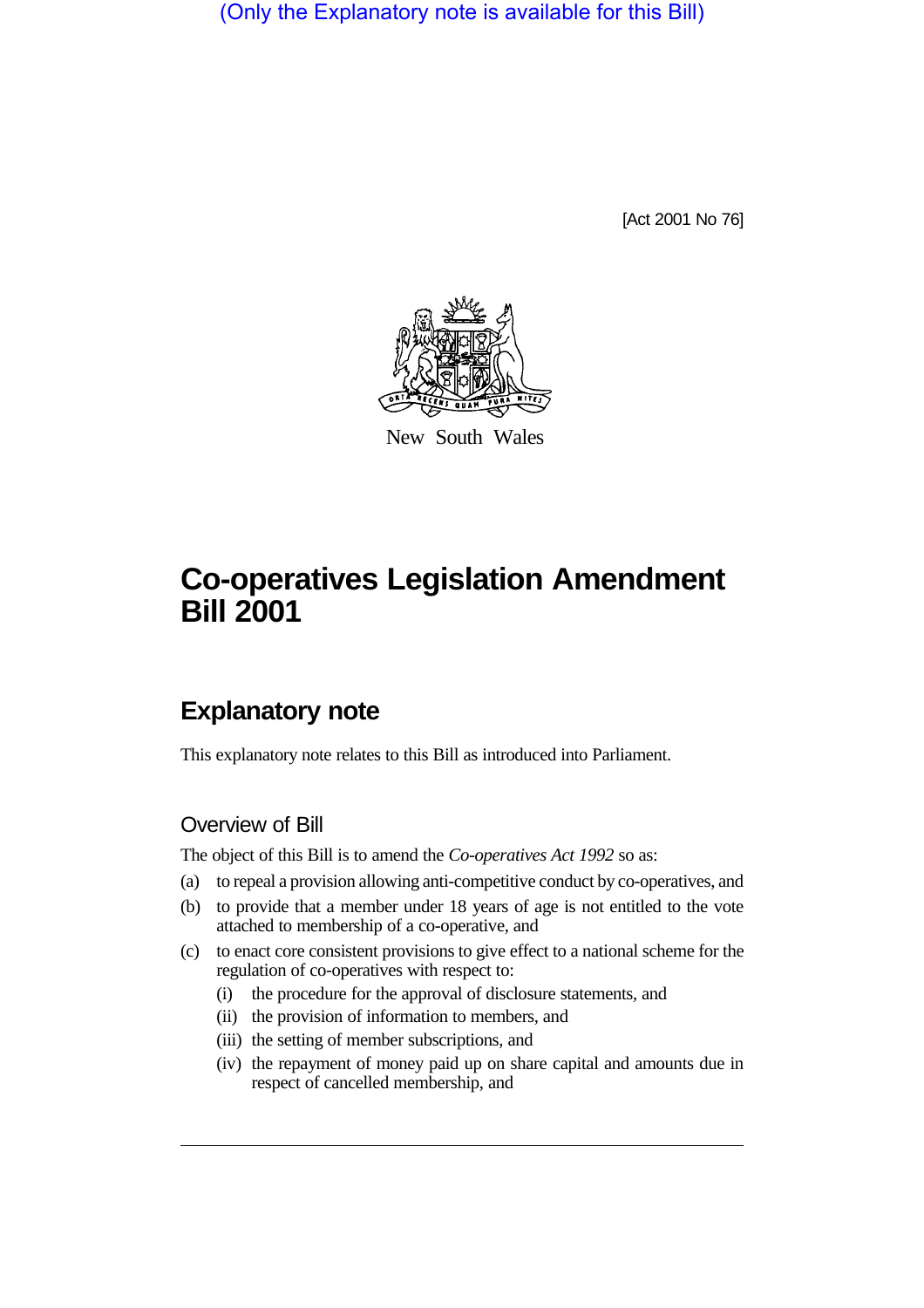(Only the Explanatory note is available for this Bill)

[Act 2001 No 76]

New South Wales

# Co-operatives Legislation Amendment Bill 2001

## Explanatory note

This explanatory note relates to this Bill as introduced into Parliament.

### Overview of Bill

The object of this Bill is to amend the *Co-operatives Act 1992* so as:

(a) to repeal a provision allowing anti-competitive conduct by co-operatives, and

(b) to provide that a member under 18 years of age is not entitled to the vote attached to membership of a co-operative, and

(c) to enact core consistent provisions to give effect to a national scheme for the regulation of co-operatives with respect to:

   (i) the procedure for the approval of disclosure statements, and

   (ii) the provision of information to members, and

   (iii) the setting of member subscriptions, and

   (iv) the repayment of money paid up on share capital and amounts due in respect of cancelled membership, and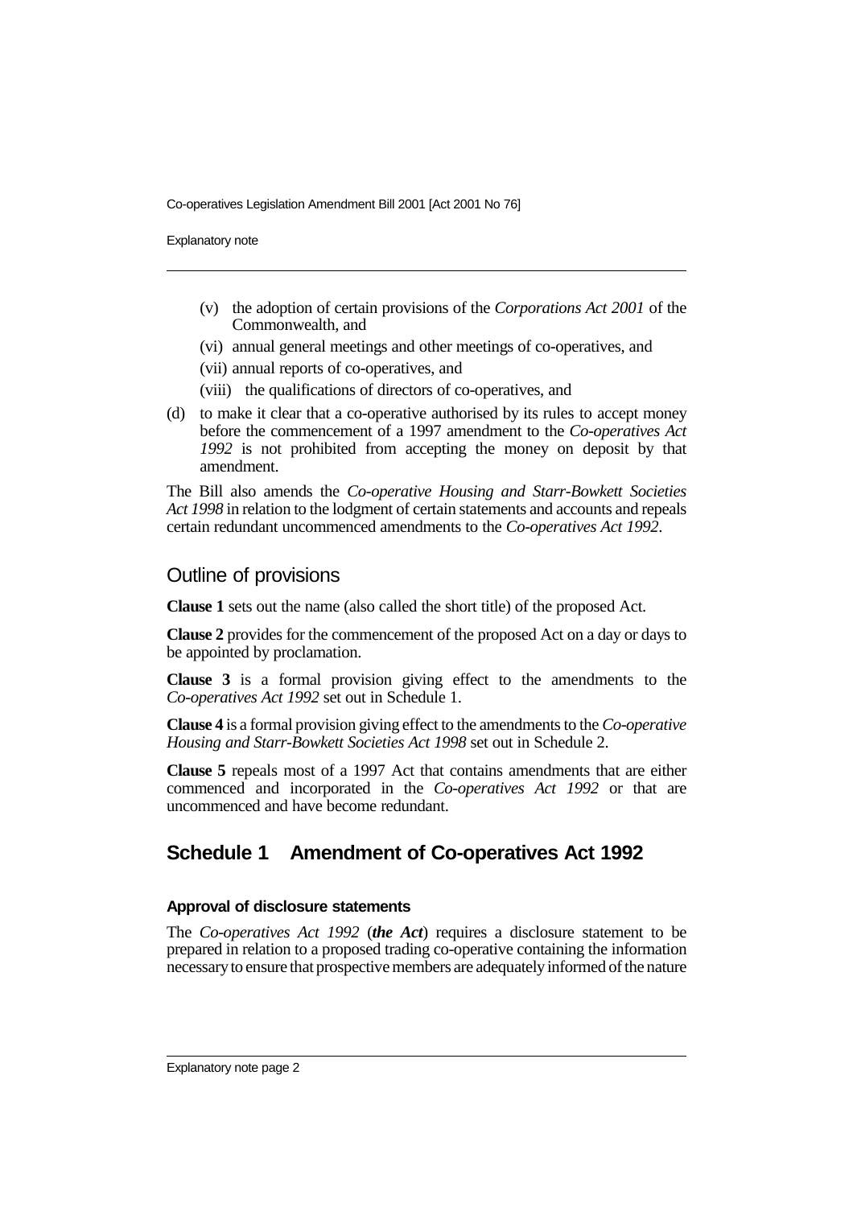(v) the adoption of certain provisions of the *Corporations Act 2001* of the Commonwealth, and

(vi) annual general meetings and other meetings of co-operatives, and

(vii) annual reports of co-operatives, and

(viii) the qualifications of directors of co-operatives, and

(d) to make it clear that a co-operative authorised by its rules to accept money before the commencement of a 1997 amendment to the *Co-operatives Act 1992* is not prohibited from accepting the money on deposit by that amendment.

The Bill also amends the *Co-operative Housing and Starr-Bowkett Societies Act 1998* in relation to the lodgment of certain statements and accounts and repeals certain redundant uncommenced amendments to the *Co-operatives Act 1992*.

## Outline of provisions

**Clause 1** sets out the name (also called the short title) of the proposed Act.

**Clause 2** provides for the commencement of the proposed Act on a day or days to be appointed by proclamation.

**Clause 3** is a formal provision giving effect to the amendments to the *Co-operatives Act 1992* set out in Schedule 1.

**Clause 4** is a formal provision giving effect to the amendments to the *Co-operative Housing and Starr-Bowkett Societies Act 1998* set out in Schedule 2.

**Clause 5** repeals most of a 1997 Act that contains amendments that are either commenced and incorporated in the *Co-operatives Act 1992* or that are uncommenced and have become redundant.

## Schedule 1 Amendment of Co-operatives Act 1992

#### Approval of disclosure statements

The *Co-operatives Act 1992* (***the Act***) requires a disclosure statement to be prepared in relation to a proposed trading co-operative containing the information necessary to ensure that prospective members are adequately informed of the nature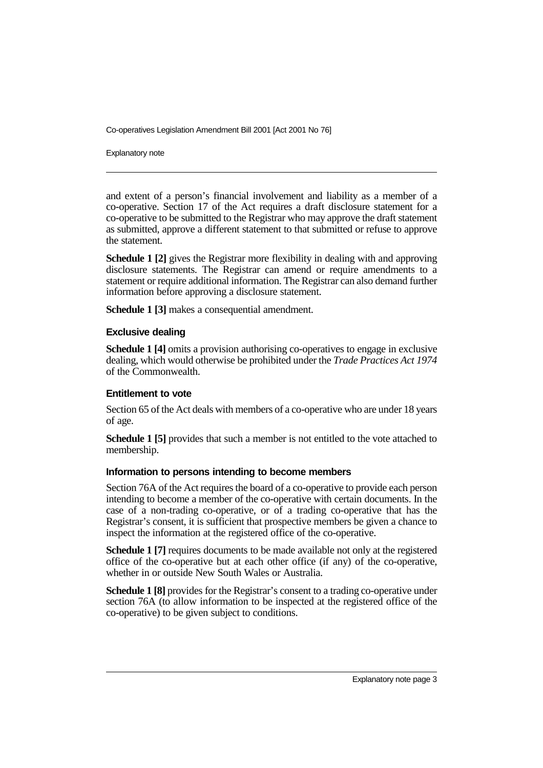and extent of a person's financial involvement and liability as a member of a co-operative. Section 17 of the Act requires a draft disclosure statement for a co-operative to be submitted to the Registrar who may approve the draft statement as submitted, approve a different statement to that submitted or refuse to approve the statement.

**Schedule 1 [2]** gives the Registrar more flexibility in dealing with and approving disclosure statements. The Registrar can amend or require amendments to a statement or require additional information. The Registrar can also demand further information before approving a disclosure statement.

**Schedule 1 [3]** makes a consequential amendment.

### Exclusive dealing

**Schedule 1 [4]** omits a provision authorising co-operatives to engage in exclusive dealing, which would otherwise be prohibited under the *Trade Practices Act 1974* of the Commonwealth.

### Entitlement to vote

Section 65 of the Act deals with members of a co-operative who are under 18 years of age.

**Schedule 1 [5]** provides that such a member is not entitled to the vote attached to membership.

### Information to persons intending to become members

Section 76A of the Act requires the board of a co-operative to provide each person intending to become a member of the co-operative with certain documents. In the case of a non-trading co-operative, or of a trading co-operative that has the Registrar's consent, it is sufficient that prospective members be given a chance to inspect the information at the registered office of the co-operative.

**Schedule 1 [7]** requires documents to be made available not only at the registered office of the co-operative but at each other office (if any) of the co-operative, whether in or outside New South Wales or Australia.

**Schedule 1 [8]** provides for the Registrar's consent to a trading co-operative under section 76A (to allow information to be inspected at the registered office of the co-operative) to be given subject to conditions.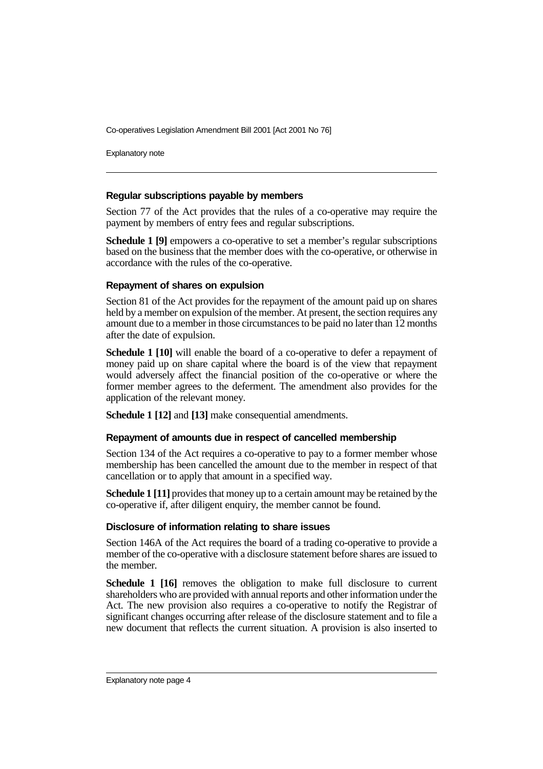### Regular subscriptions payable by members

Section 77 of the Act provides that the rules of a co-operative may require the payment by members of entry fees and regular subscriptions.

**Schedule 1 [9]** empowers a co-operative to set a member's regular subscriptions based on the business that the member does with the co-operative, or otherwise in accordance with the rules of the co-operative.

### Repayment of shares on expulsion

Section 81 of the Act provides for the repayment of the amount paid up on shares held by a member on expulsion of the member. At present, the section requires any amount due to a member in those circumstances to be paid no later than 12 months after the date of expulsion.

**Schedule 1 [10]** will enable the board of a co-operative to defer a repayment of money paid up on share capital where the board is of the view that repayment would adversely affect the financial position of the co-operative or where the former member agrees to the deferment. The amendment also provides for the application of the relevant money.

**Schedule 1 [12]** and **[13]** make consequential amendments.

### Repayment of amounts due in respect of cancelled membership

Section 134 of the Act requires a co-operative to pay to a former member whose membership has been cancelled the amount due to the member in respect of that cancellation or to apply that amount in a specified way.

**Schedule 1 [11]** provides that money up to a certain amount may be retained by the co-operative if, after diligent enquiry, the member cannot be found.

### Disclosure of information relating to share issues

Section 146A of the Act requires the board of a trading co-operative to provide a member of the co-operative with a disclosure statement before shares are issued to the member.

**Schedule 1 [16]** removes the obligation to make full disclosure to current shareholders who are provided with annual reports and other information under the Act. The new provision also requires a co-operative to notify the Registrar of significant changes occurring after release of the disclosure statement and to file a new document that reflects the current situation. A provision is also inserted to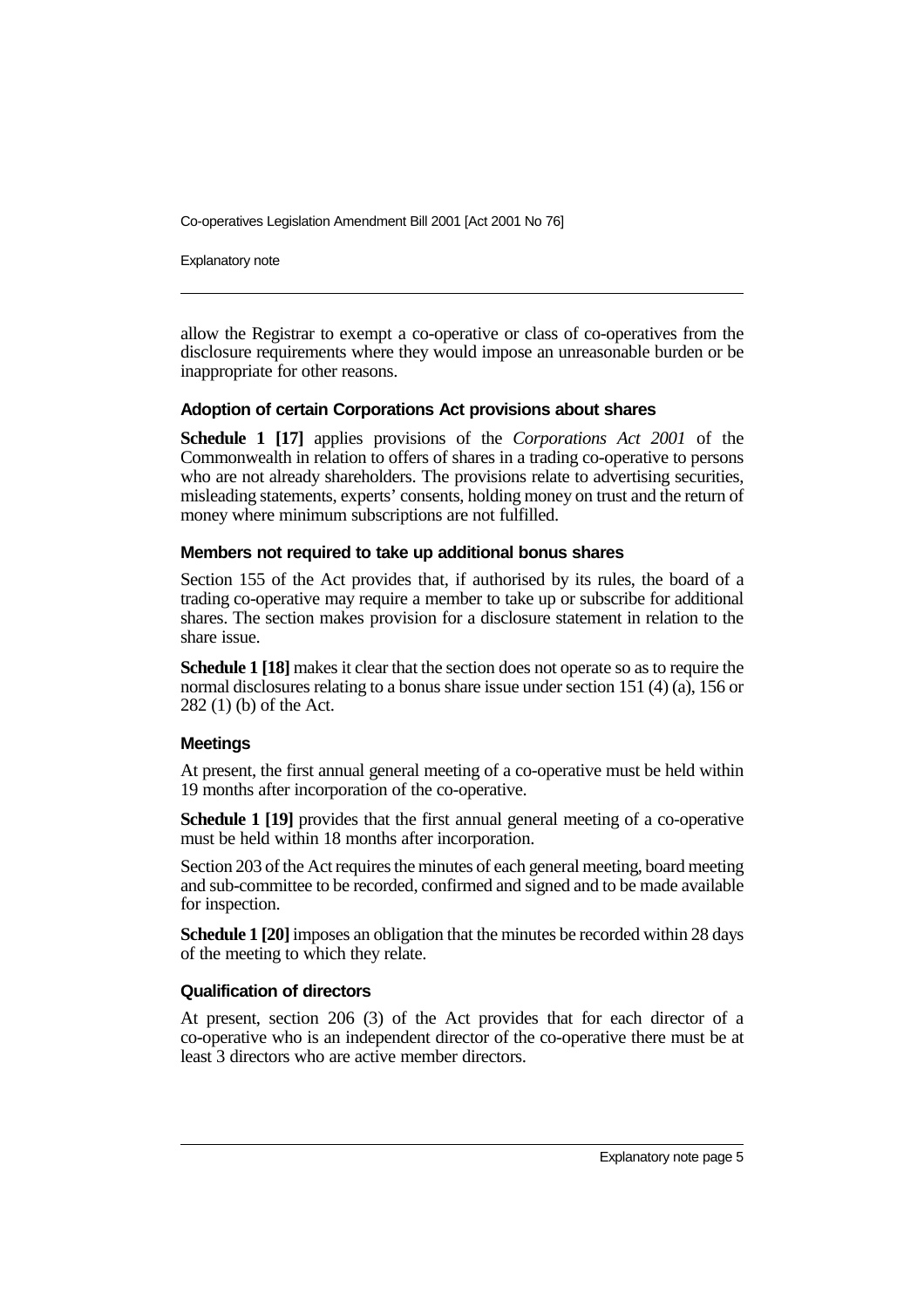allow the Registrar to exempt a co-operative or class of co-operatives from the disclosure requirements where they would impose an unreasonable burden or be inappropriate for other reasons.

### Adoption of certain Corporations Act provisions about shares

**Schedule 1 [17]** applies provisions of the *Corporations Act 2001* of the Commonwealth in relation to offers of shares in a trading co-operative to persons who are not already shareholders. The provisions relate to advertising securities, misleading statements, experts' consents, holding money on trust and the return of money where minimum subscriptions are not fulfilled.

### Members not required to take up additional bonus shares

Section 155 of the Act provides that, if authorised by its rules, the board of a trading co-operative may require a member to take up or subscribe for additional shares. The section makes provision for a disclosure statement in relation to the share issue.

**Schedule 1 [18]** makes it clear that the section does not operate so as to require the normal disclosures relating to a bonus share issue under section 151 (4) (a), 156 or 282 (1) (b) of the Act.

### Meetings

At present, the first annual general meeting of a co-operative must be held within 19 months after incorporation of the co-operative.

**Schedule 1 [19]** provides that the first annual general meeting of a co-operative must be held within 18 months after incorporation.

Section 203 of the Act requires the minutes of each general meeting, board meeting and sub-committee to be recorded, confirmed and signed and to be made available for inspection.

**Schedule 1 [20]** imposes an obligation that the minutes be recorded within 28 days of the meeting to which they relate.

### Qualification of directors

At present, section 206 (3) of the Act provides that for each director of a co-operative who is an independent director of the co-operative there must be at least 3 directors who are active member directors.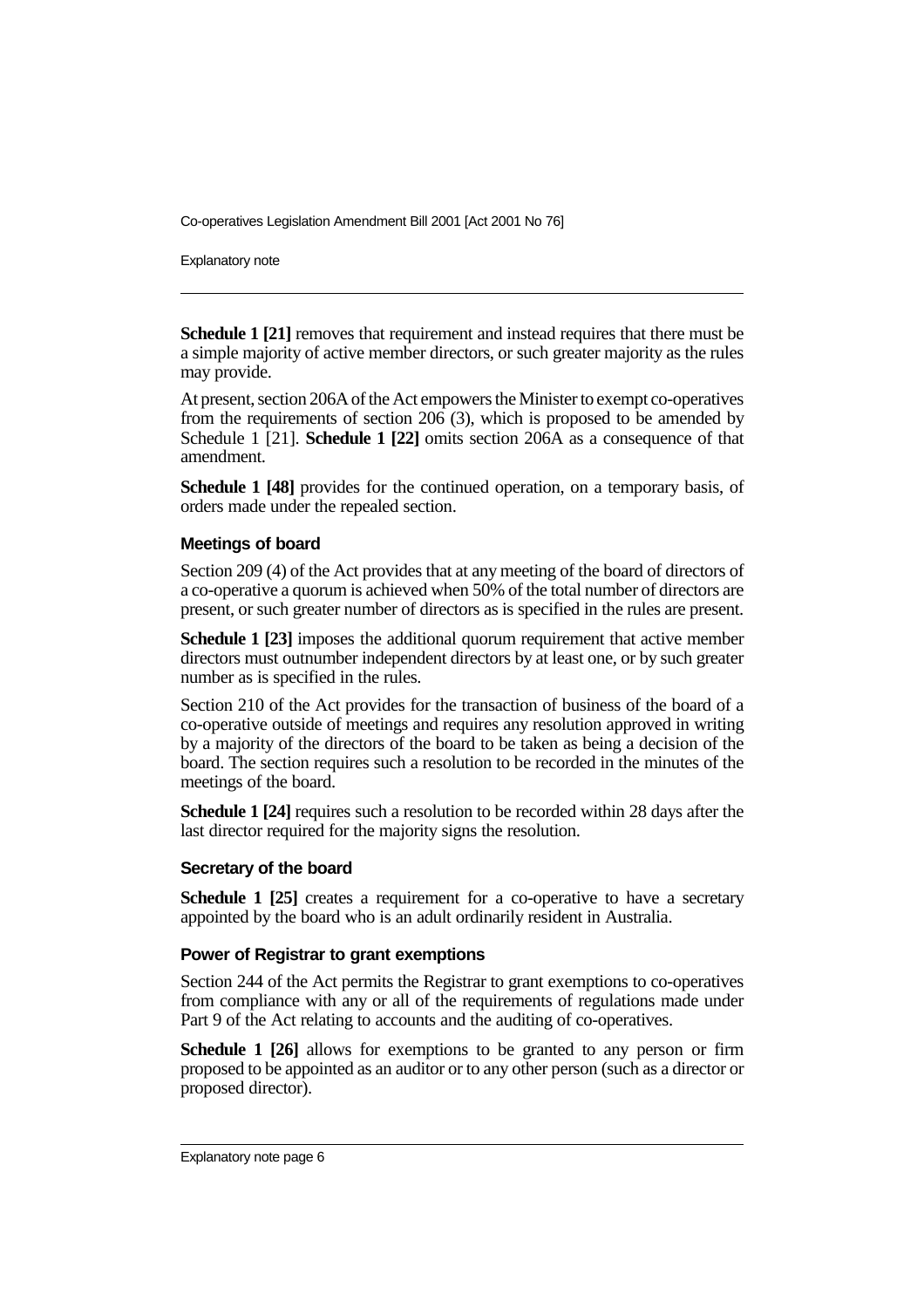**Schedule 1 [21]** removes that requirement and instead requires that there must be a simple majority of active member directors, or such greater majority as the rules may provide.

At present, section 206A of the Act empowers the Minister to exempt co-operatives from the requirements of section 206 (3), which is proposed to be amended by Schedule 1 [21]. **Schedule 1 [22]** omits section 206A as a consequence of that amendment.

**Schedule 1 [48]** provides for the continued operation, on a temporary basis, of orders made under the repealed section.

### Meetings of board

Section 209 (4) of the Act provides that at any meeting of the board of directors of a co-operative a quorum is achieved when 50% of the total number of directors are present, or such greater number of directors as is specified in the rules are present.

**Schedule 1 [23]** imposes the additional quorum requirement that active member directors must outnumber independent directors by at least one, or by such greater number as is specified in the rules.

Section 210 of the Act provides for the transaction of business of the board of a co-operative outside of meetings and requires any resolution approved in writing by a majority of the directors of the board to be taken as being a decision of the board. The section requires such a resolution to be recorded in the minutes of the meetings of the board.

**Schedule 1 [24]** requires such a resolution to be recorded within 28 days after the last director required for the majority signs the resolution.

### Secretary of the board

**Schedule 1 [25]** creates a requirement for a co-operative to have a secretary appointed by the board who is an adult ordinarily resident in Australia.

### Power of Registrar to grant exemptions

Section 244 of the Act permits the Registrar to grant exemptions to co-operatives from compliance with any or all of the requirements of regulations made under Part 9 of the Act relating to accounts and the auditing of co-operatives.

**Schedule 1 [26]** allows for exemptions to be granted to any person or firm proposed to be appointed as an auditor or to any other person (such as a director or proposed director).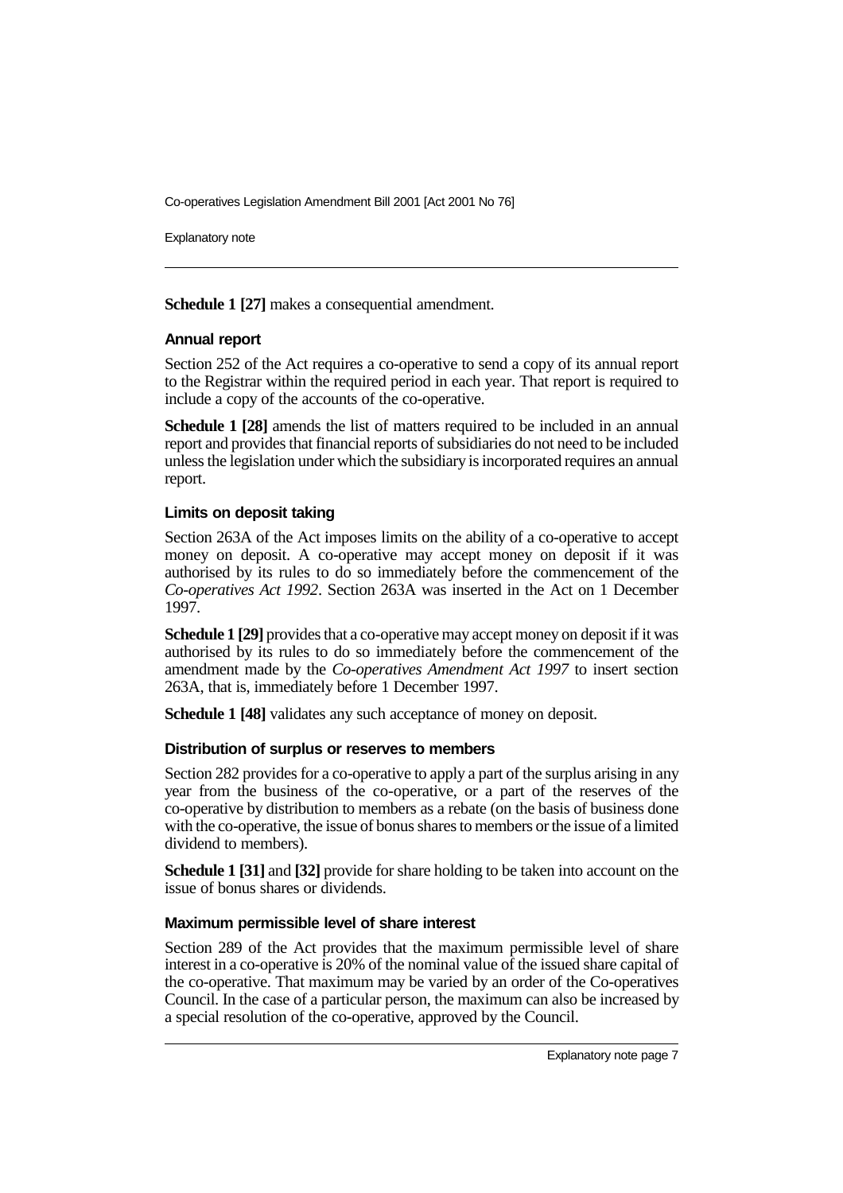**Schedule 1 [27]** makes a consequential amendment.

### Annual report

Section 252 of the Act requires a co-operative to send a copy of its annual report to the Registrar within the required period in each year. That report is required to include a copy of the accounts of the co-operative.

**Schedule 1 [28]** amends the list of matters required to be included in an annual report and provides that financial reports of subsidiaries do not need to be included unless the legislation under which the subsidiary is incorporated requires an annual report.

### Limits on deposit taking

Section 263A of the Act imposes limits on the ability of a co-operative to accept money on deposit. A co-operative may accept money on deposit if it was authorised by its rules to do so immediately before the commencement of the *Co-operatives Act 1992*. Section 263A was inserted in the Act on 1 December 1997.

**Schedule 1 [29]** provides that a co-operative may accept money on deposit if it was authorised by its rules to do so immediately before the commencement of the amendment made by the *Co-operatives Amendment Act 1997* to insert section 263A, that is, immediately before 1 December 1997.

**Schedule 1 [48]** validates any such acceptance of money on deposit.

### Distribution of surplus or reserves to members

Section 282 provides for a co-operative to apply a part of the surplus arising in any year from the business of the co-operative, or a part of the reserves of the co-operative by distribution to members as a rebate (on the basis of business done with the co-operative, the issue of bonus shares to members or the issue of a limited dividend to members).

**Schedule 1 [31]** and **[32]** provide for share holding to be taken into account on the issue of bonus shares or dividends.

### Maximum permissible level of share interest

Section 289 of the Act provides that the maximum permissible level of share interest in a co-operative is 20% of the nominal value of the issued share capital of the co-operative. That maximum may be varied by an order of the Co-operatives Council. In the case of a particular person, the maximum can also be increased by a special resolution of the co-operative, approved by the Council.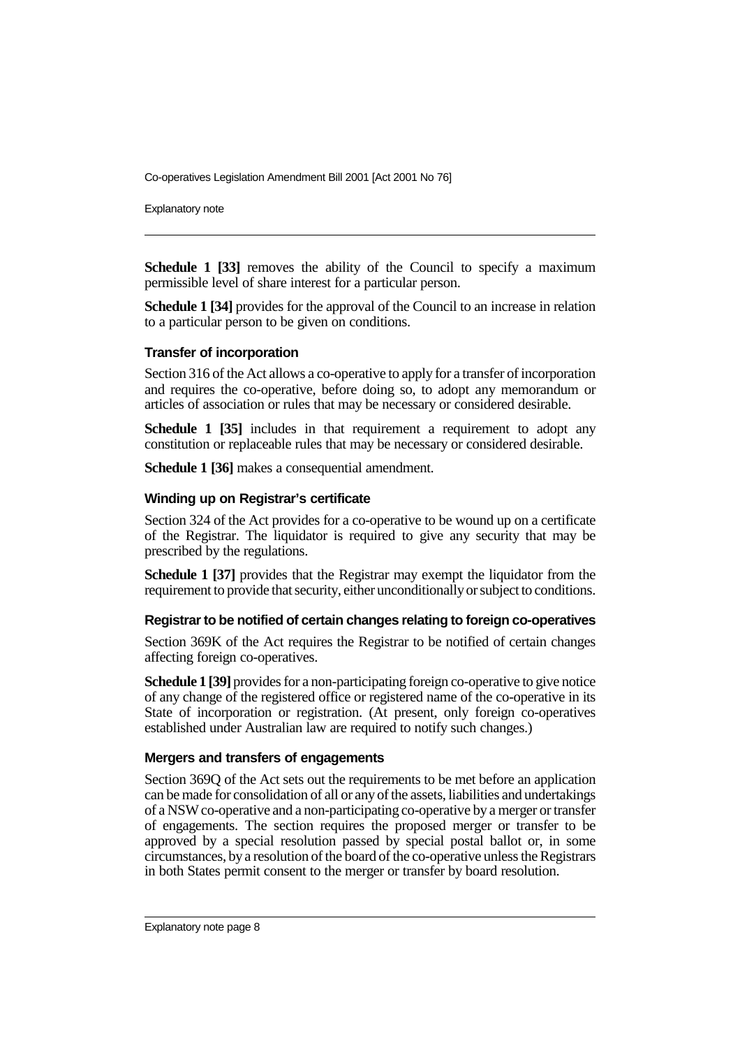**Schedule 1 [33]** removes the ability of the Council to specify a maximum permissible level of share interest for a particular person.

**Schedule 1 [34]** provides for the approval of the Council to an increase in relation to a particular person to be given on conditions.

### Transfer of incorporation

Section 316 of the Act allows a co-operative to apply for a transfer of incorporation and requires the co-operative, before doing so, to adopt any memorandum or articles of association or rules that may be necessary or considered desirable.

**Schedule 1 [35]** includes in that requirement a requirement to adopt any constitution or replaceable rules that may be necessary or considered desirable.

**Schedule 1 [36]** makes a consequential amendment.

### Winding up on Registrar's certificate

Section 324 of the Act provides for a co-operative to be wound up on a certificate of the Registrar. The liquidator is required to give any security that may be prescribed by the regulations.

**Schedule 1 [37]** provides that the Registrar may exempt the liquidator from the requirement to provide that security, either unconditionally or subject to conditions.

### Registrar to be notified of certain changes relating to foreign co-operatives

Section 369K of the Act requires the Registrar to be notified of certain changes affecting foreign co-operatives.

**Schedule 1 [39]** provides for a non-participating foreign co-operative to give notice of any change of the registered office or registered name of the co-operative in its State of incorporation or registration. (At present, only foreign co-operatives established under Australian law are required to notify such changes.)

### Mergers and transfers of engagements

Section 369Q of the Act sets out the requirements to be met before an application can be made for consolidation of all or any of the assets, liabilities and undertakings of a NSW co-operative and a non-participating co-operative by a merger or transfer of engagements. The section requires the proposed merger or transfer to be approved by a special resolution passed by special postal ballot or, in some circumstances, by a resolution of the board of the co-operative unless the Registrars in both States permit consent to the merger or transfer by board resolution.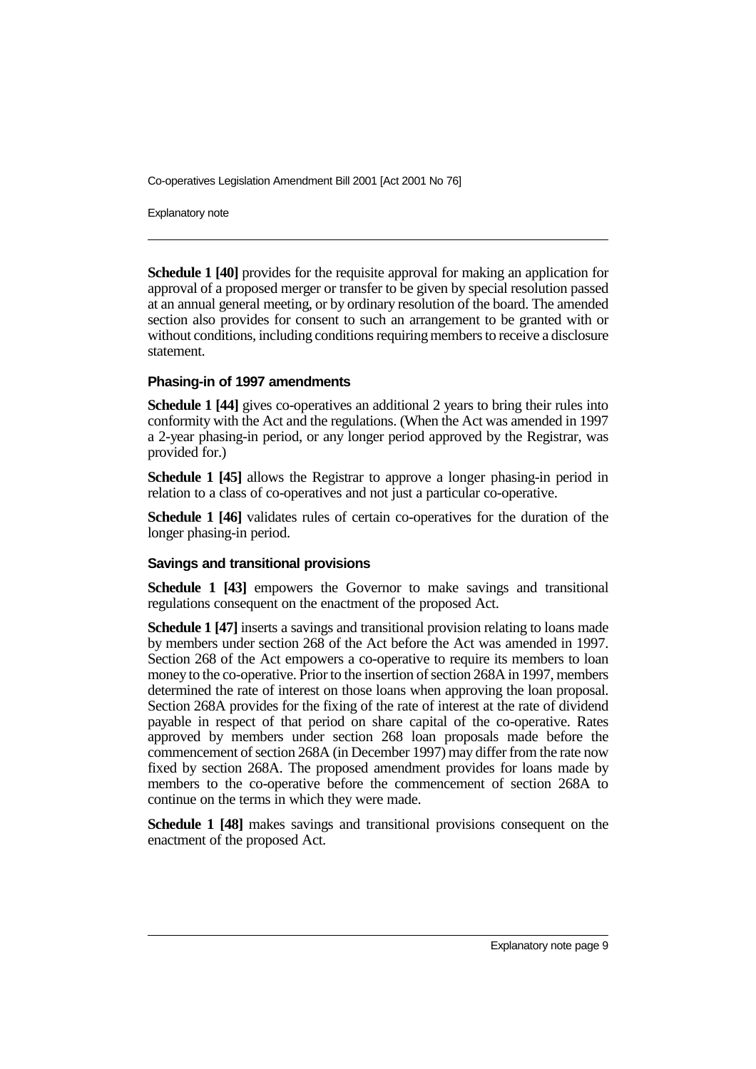**Schedule 1 [40]** provides for the requisite approval for making an application for approval of a proposed merger or transfer to be given by special resolution passed at an annual general meeting, or by ordinary resolution of the board. The amended section also provides for consent to such an arrangement to be granted with or without conditions, including conditions requiring members to receive a disclosure statement.

### Phasing-in of 1997 amendments

**Schedule 1 [44]** gives co-operatives an additional 2 years to bring their rules into conformity with the Act and the regulations. (When the Act was amended in 1997 a 2-year phasing-in period, or any longer period approved by the Registrar, was provided for.)

**Schedule 1 [45]** allows the Registrar to approve a longer phasing-in period in relation to a class of co-operatives and not just a particular co-operative.

**Schedule 1 [46]** validates rules of certain co-operatives for the duration of the longer phasing-in period.

### Savings and transitional provisions

**Schedule 1 [43]** empowers the Governor to make savings and transitional regulations consequent on the enactment of the proposed Act.

**Schedule 1 [47]** inserts a savings and transitional provision relating to loans made by members under section 268 of the Act before the Act was amended in 1997. Section 268 of the Act empowers a co-operative to require its members to loan money to the co-operative. Prior to the insertion of section 268A in 1997, members determined the rate of interest on those loans when approving the loan proposal. Section 268A provides for the fixing of the rate of interest at the rate of dividend payable in respect of that period on share capital of the co-operative. Rates approved by members under section 268 loan proposals made before the commencement of section 268A (in December 1997) may differ from the rate now fixed by section 268A. The proposed amendment provides for loans made by members to the co-operative before the commencement of section 268A to continue on the terms in which they were made.

**Schedule 1 [48]** makes savings and transitional provisions consequent on the enactment of the proposed Act.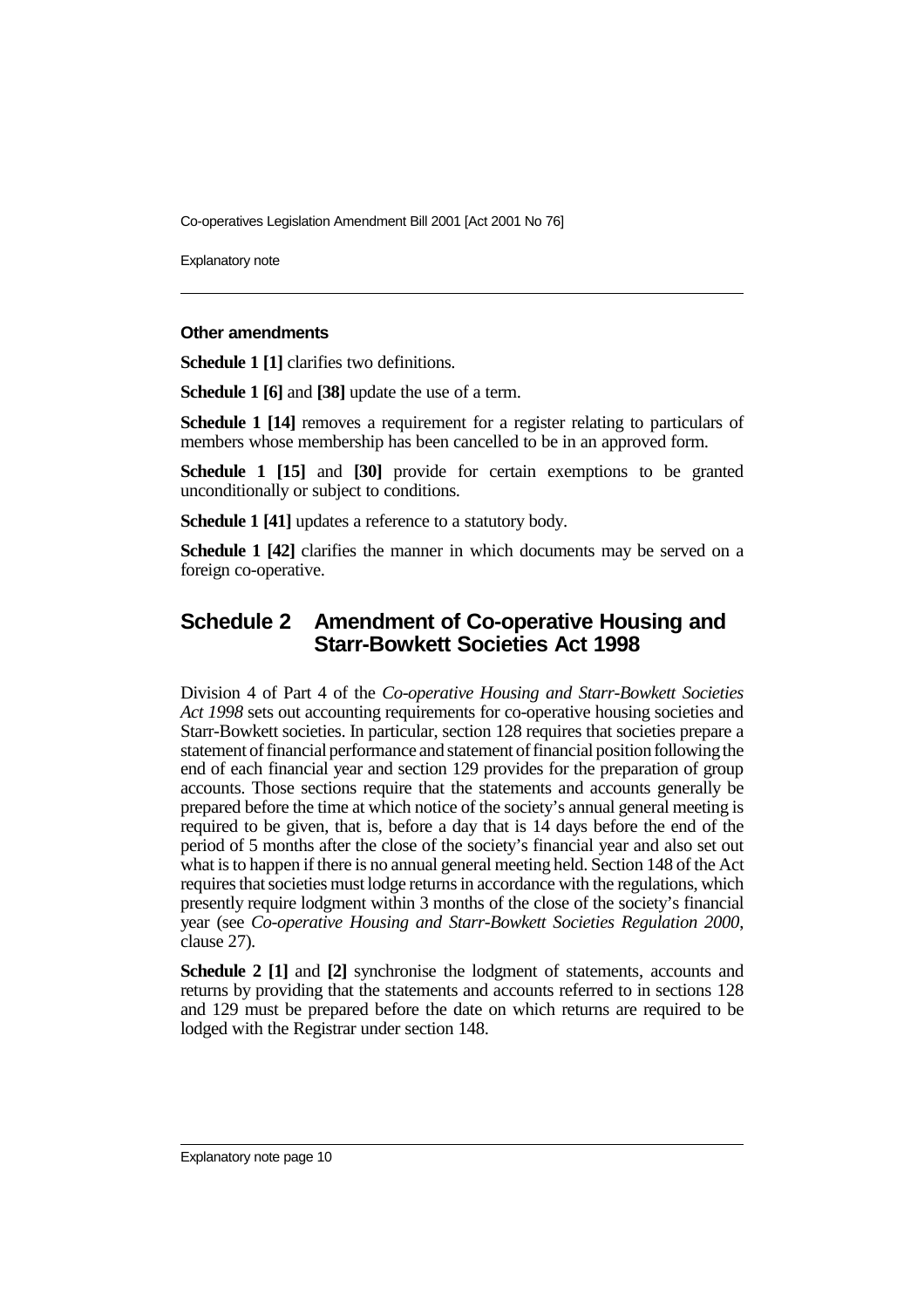### Other amendments

**Schedule 1 [1]** clarifies two definitions.

**Schedule 1 [6]** and **[38]** update the use of a term.

**Schedule 1 [14]** removes a requirement for a register relating to particulars of members whose membership has been cancelled to be in an approved form.

**Schedule 1 [15]** and **[30]** provide for certain exemptions to be granted unconditionally or subject to conditions.

**Schedule 1 [41]** updates a reference to a statutory body.

**Schedule 1 [42]** clarifies the manner in which documents may be served on a foreign co-operative.

## Schedule 2 Amendment of Co-operative Housing and Starr-Bowkett Societies Act 1998

Division 4 of Part 4 of the *Co-operative Housing and Starr-Bowkett Societies Act 1998* sets out accounting requirements for co-operative housing societies and Starr-Bowkett societies. In particular, section 128 requires that societies prepare a statement of financial performance and statement of financial position following the end of each financial year and section 129 provides for the preparation of group accounts. Those sections require that the statements and accounts generally be prepared before the time at which notice of the society's annual general meeting is required to be given, that is, before a day that is 14 days before the end of the period of 5 months after the close of the society's financial year and also set out what is to happen if there is no annual general meeting held. Section 148 of the Act requires that societies must lodge returns in accordance with the regulations, which presently require lodgment within 3 months of the close of the society's financial year (see *Co-operative Housing and Starr-Bowkett Societies Regulation 2000*, clause 27).

**Schedule 2 [1]** and **[2]** synchronise the lodgment of statements, accounts and returns by providing that the statements and accounts referred to in sections 128 and 129 must be prepared before the date on which returns are required to be lodged with the Registrar under section 148.